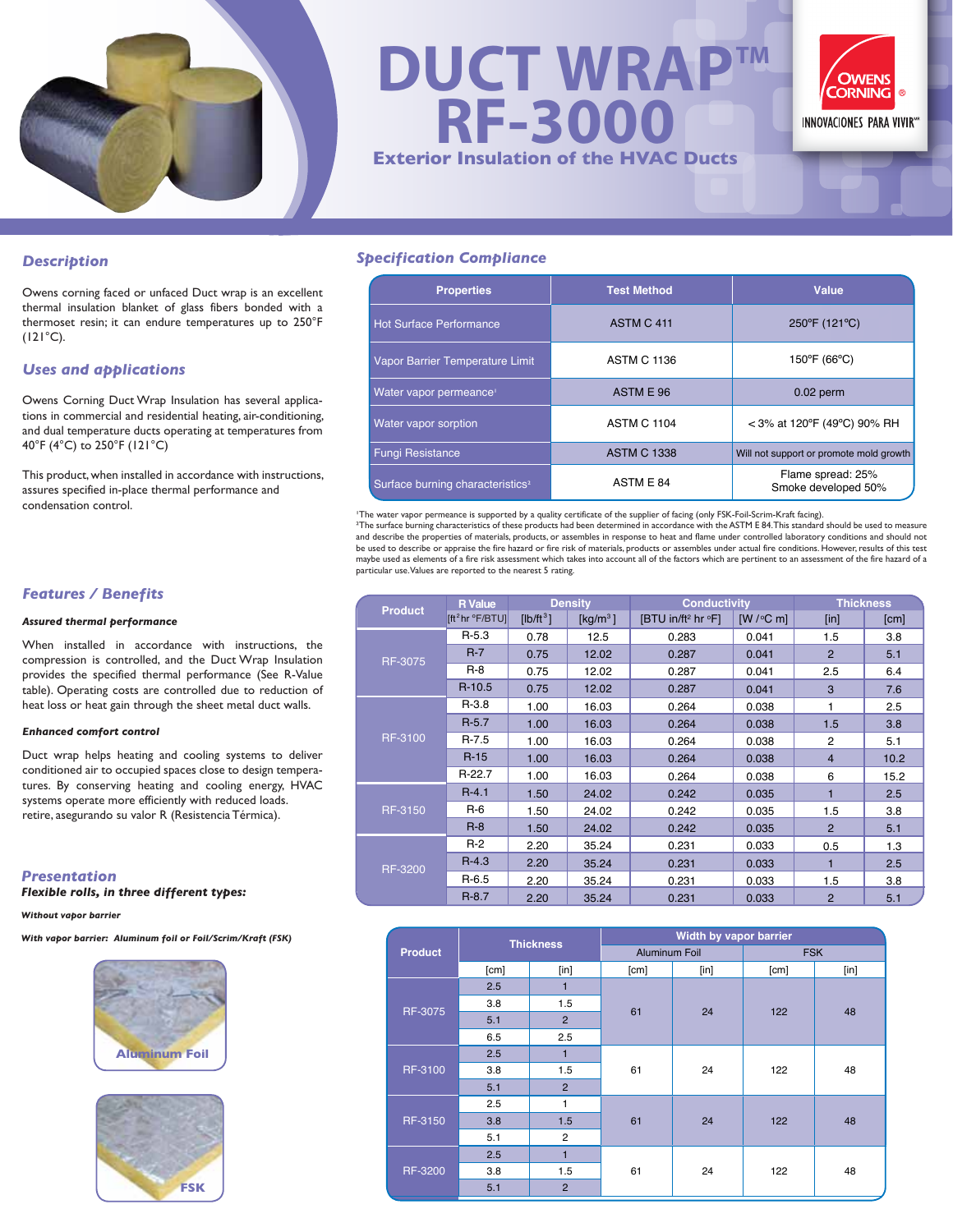# DUCT WRAP™ RF-3000

## Exterior Insulation of the HVAC Ducts

OWENS CORNING ®
INNOVACIONES PARA VIVIR℠

## Description

Owens corning faced or unfaced Duct wrap is an excellent thermal insulation blanket of glass fibers bonded with a thermoset resin; it can endure temperatures up to 250°F (121°C).

## Uses and applications

Owens Corning Duct Wrap Insulation has several applications in commercial and residential heating, air-conditioning, and dual temperature ducts operating at temperatures from 40°F (4°C) to 250°F (121°C)

This product, when installed in accordance with instructions, assures specified in-place thermal performance and condensation control.

## Specification Compliance

| Properties | Test Method | Value |
|---|---|---|
| Hot Surface Performance | ASTM C 411 | 250ºF (121ºC) |
| Vapor Barrier Temperature Limit | ASTM C 1136 | 150ºF (66ºC) |
| Water vapor permeance[1] | ASTM E 96 | 0.02 perm |
| Water vapor sorption | ASTM C 1104 | < 3% at 120ºF (49ºC) 90% RH |
| Fungi Resistance | ASTM C 1338 | Will not support or promote mold growth |
| Surface burning characteristics[2] | ASTM E 84 | Flame spread: 25% Smoke developed 50% |

[1]The water vapor permeance is supported by a quality certificate of the supplier of facing (only FSK-Foil-Scrim-Kraft facing).
[2]The surface burning characteristics of these products had been determined in accordance with the ASTM E 84.This standard should be used to measure and describe the properties of materials, products, or assembles in response to heat and flame under controlled laboratory conditions and should not be used to describe or appraise the fire hazard or fire risk of materials, products or assembles under actual fire conditions. However, results of this test maybe used as elements of a fire risk assessment which takes into account all of the factors which are pertinent to an assessment of the fire hazard of a particular use. Values are reported to the nearest 5 rating.

## Features / Benefits

**Assured thermal performance**

When installed in accordance with instructions, the compression is controlled, and the Duct Wrap Insulation provides the specified thermal performance (See R-Value table). Operating costs are controlled due to reduction of heat loss or heat gain through the sheet metal duct walls.

**Enhanced comfort control**

Duct wrap helps heating and cooling systems to deliver conditioned air to occupied spaces close to design temperatures. By conserving heating and cooling energy, HVAC systems operate more efficiently with reduced loads. retire, asegurando su valor R (Resistencia Térmica).

| Product | R Value | Density | | Conductivity | | Thickness | |
|---|---|---|---|---|---|---|---|
| | [ft² hr °F/BTU] | [lb/ft³] | [kg/m³] | [BTU in/ft² hr °F] | [W /°C m] | [in] | [cm] |
| RF-3075 | R-5.3 | 0.78 | 12.5 | 0.283 | 0.041 | 1.5 | 3.8 |
| | R-7 | 0.75 | 12.02 | 0.287 | 0.041 | 2 | 5.1 |
| | R-8 | 0.75 | 12.02 | 0.287 | 0.041 | 2.5 | 6.4 |
| | R-10.5 | 0.75 | 12.02 | 0.287 | 0.041 | 3 | 7.6 |
| RF-3100 | R-3.8 | 1.00 | 16.03 | 0.264 | 0.038 | 1 | 2.5 |
| | R-5.7 | 1.00 | 16.03 | 0.264 | 0.038 | 1.5 | 3.8 |
| | R-7.5 | 1.00 | 16.03 | 0.264 | 0.038 | 2 | 5.1 |
| | R-15 | 1.00 | 16.03 | 0.264 | 0.038 | 4 | 10.2 |
| | R-22.7 | 1.00 | 16.03 | 0.264 | 0.038 | 6 | 15.2 |
| RF-3150 | R-4.1 | 1.50 | 24.02 | 0.242 | 0.035 | 1 | 2.5 |
| | R-6 | 1.50 | 24.02 | 0.242 | 0.035 | 1.5 | 3.8 |
| | R-8 | 1.50 | 24.02 | 0.242 | 0.035 | 2 | 5.1 |
| RF-3200 | R-2 | 2.20 | 35.24 | 0.231 | 0.033 | 0.5 | 1.3 |
| | R-4.3 | 2.20 | 35.24 | 0.231 | 0.033 | 1 | 2.5 |
| | R-6.5 | 2.20 | 35.24 | 0.231 | 0.033 | 1.5 | 3.8 |
| | R-8.7 | 2.20 | 35.24 | 0.231 | 0.033 | 2 | 5.1 |

## Presentation

**Flexible rolls, in three different types:**

**Without vapor barrier**

**With vapor barrier: Aluminum foil or Foil/Scrim/Kraft (FSK)**

Aluminum Foil

FSK

| Product | Thickness | | Width by vapor barrier | | | |
|---|---|---|---|---|---|---|
| | | | Aluminum Foil | | FSK | |
| | [cm] | [in] | [cm] | [in] | [cm] | [in] |
| RF-3075 | 2.5 | 1 | 61 | 24 | 122 | 48 |
| | 3.8 | 1.5 | | | | |
| | 5.1 | 2 | | | | |
| | 6.5 | 2.5 | | | | |
| RF-3100 | 2.5 | 1 | 61 | 24 | 122 | 48 |
| | 3.8 | 1.5 | | | | |
| | 5.1 | 2 | | | | |
| RF-3150 | 2.5 | 1 | 61 | 24 | 122 | 48 |
| | 3.8 | 1.5 | | | | |
| | 5.1 | 2 | | | | |
| RF-3200 | 2.5 | 1 | 61 | 24 | 122 | 48 |
| | 3.8 | 1.5 | | | | |
| | 5.1 | 2 | | | | |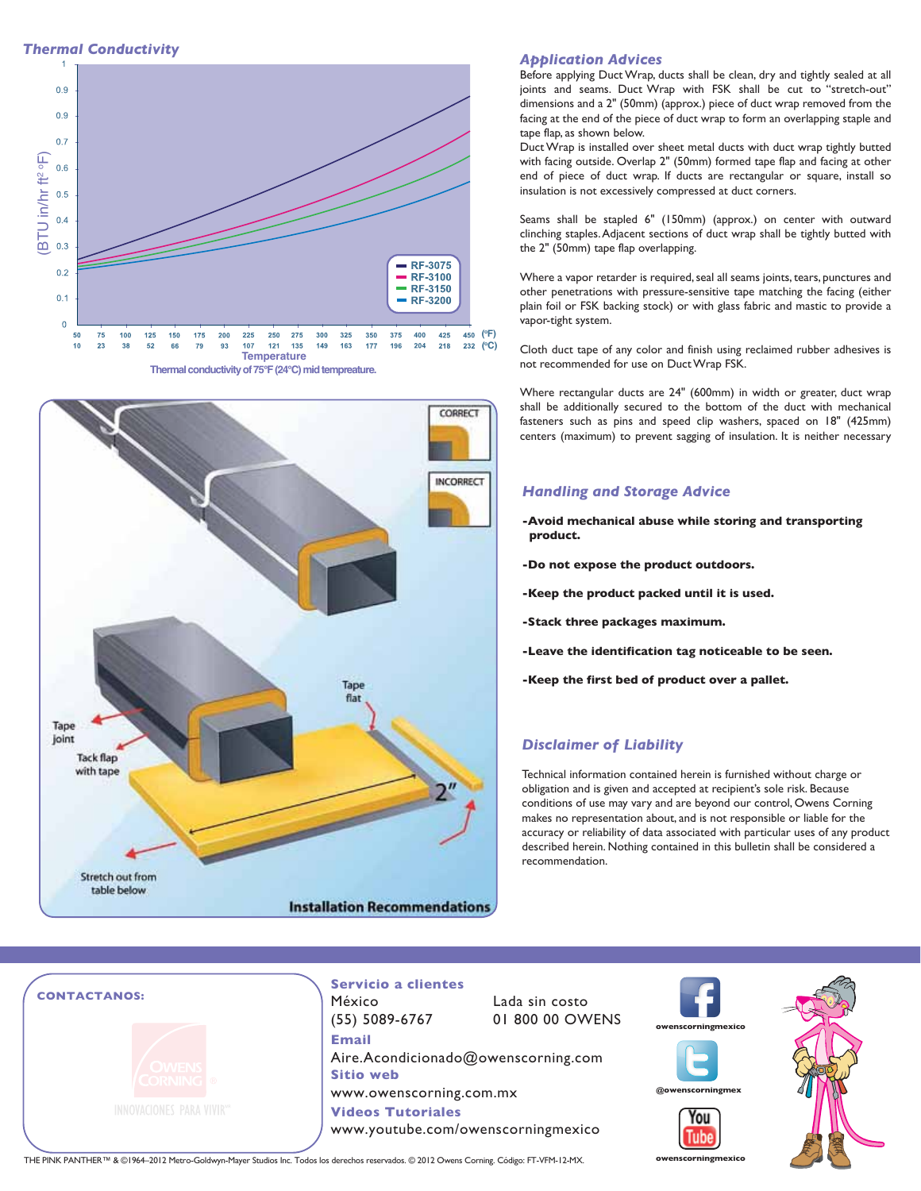## Thermal Conductivity

(BTU in/hr ft² °F)

1
0.9
0.9
0.7
0.6
0.5
0.4
0.3
0.2
0.1
0

50 75 100 125 150 175 200 225 250 275 300 325 350 375 400 425 450 (°F)
10 23 38 52 66 79 93 107 121 135 149 163 177 196 204 218 232 (°C)

Temperature

RF-3075
RF-3100
RF-3150
RF-3200

Thermal conductivity of 75°F (24°C) mid tempreature.

CORRECT

INCORRECT

Tape flat

Tape joint

Tack flap with tape

2"

Stretch out from table below

Installation Recommendations

## Application Advices

Before applying Duct Wrap, ducts shall be clean, dry and tightly sealed at all joints and seams. Duct Wrap with FSK shall be cut to "stretch-out" dimensions and a 2" (50mm) (approx.) piece of duct wrap removed from the facing at the end of the piece of duct wrap to form an overlapping staple and tape flap, as shown below.

Duct Wrap is installed over sheet metal ducts with duct wrap tightly butted with facing outside. Overlap 2" (50mm) formed tape flap and facing at other end of piece of duct wrap. If ducts are rectangular or square, install so insulation is not excessively compressed at duct corners.

Seams shall be stapled 6" (150mm) (approx.) on center with outward clinching staples. Adjacent sections of duct wrap shall be tightly butted with the 2" (50mm) tape flap overlapping.

Where a vapor retarder is required, seal all seams joints, tears, punctures and other penetrations with pressure-sensitive tape matching the facing (either plain foil or FSK backing stock) or with glass fabric and mastic to provide a vapor-tight system.

Cloth duct tape of any color and finish using reclaimed rubber adhesives is not recommended for use on Duct Wrap FSK.

Where rectangular ducts are 24" (600mm) in width or greater, duct wrap shall be additionally secured to the bottom of the duct with mechanical fasteners such as pins and speed clip washers, spaced on 18" (425mm) centers (maximum) to prevent sagging of insulation. It is neither necessary

## Handling and Storage Advice

**-Avoid mechanical abuse while storing and transporting product.**

**-Do not expose the product outdoors.**

**-Keep the product packed until it is used.**

**-Stack three packages maximum.**

**-Leave the identification tag noticeable to be seen.**

**-Keep the first bed of product over a pallet.**

## Disclaimer of Liability

Technical information contained herein is furnished without charge or obligation and is given and accepted at recipient's sole risk. Because conditions of use may vary and are beyond our control, Owens Corning makes no representation about, and is not responsible or liable for the accuracy or reliability of data associated with particular uses of any product described herein. Nothing contained in this bulletin shall be considered a recommendation.

**CONTACTANOS:**

OWENS CORNING®
INNOVACIONES PARA VIVIR™

**Servicio a clientes**

México
(55) 5089-6767

Lada sin costo
01 800 00 OWENS

**Email**

Aire.Acondicionado@owenscorning.com

**Sitio web**

www.owenscorning.com.mx

**Videos Tutoriales**

www.youtube.com/owenscorningmexico

owenscorningmexico

@owenscorningmex

owenscorningmexico

THE PINK PANTHER™ & ©1964–2012 Metro-Goldwyn-Mayer Studios Inc. Todos los derechos reservados. © 2012 Owens Corning. Código: FT-VFM-12-MX.